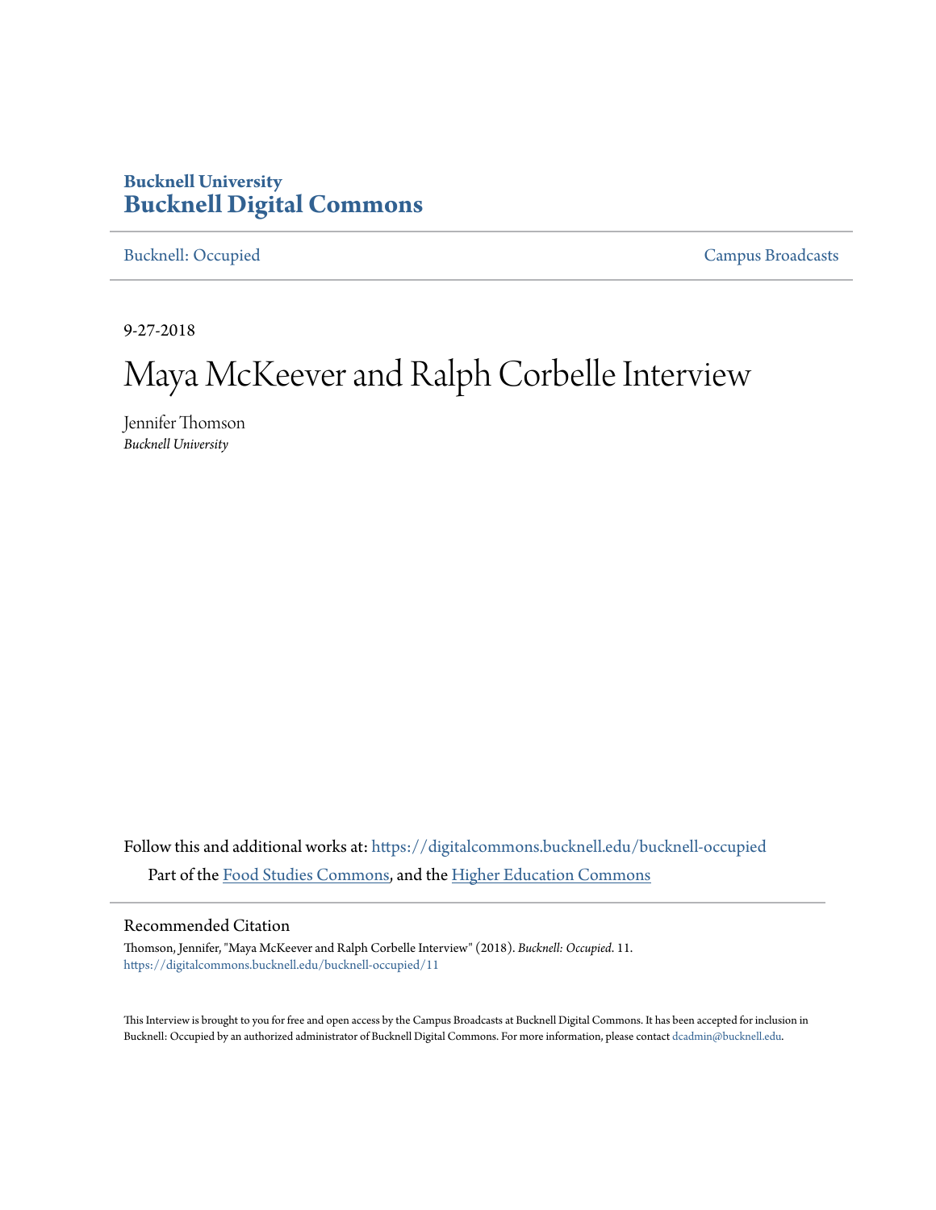**Bucknell University**
**Bucknell Digital Commons**

Bucknell: Occupied | Campus Broadcasts

9-27-2018

# Maya McKeever and Ralph Corbelle Interview

Jennifer Thomson
*Bucknell University*

Follow this and additional works at: https://digitalcommons.bucknell.edu/bucknell-occupied

Part of the Food Studies Commons, and the Higher Education Commons

## Recommended Citation

Thomson, Jennifer, "Maya McKeever and Ralph Corbelle Interview" (2018). *Bucknell: Occupied*. 11.
https://digitalcommons.bucknell.edu/bucknell-occupied/11

This Interview is brought to you for free and open access by the Campus Broadcasts at Bucknell Digital Commons. It has been accepted for inclusion in Bucknell: Occupied by an authorized administrator of Bucknell Digital Commons. For more information, please contact dcadmin@bucknell.edu.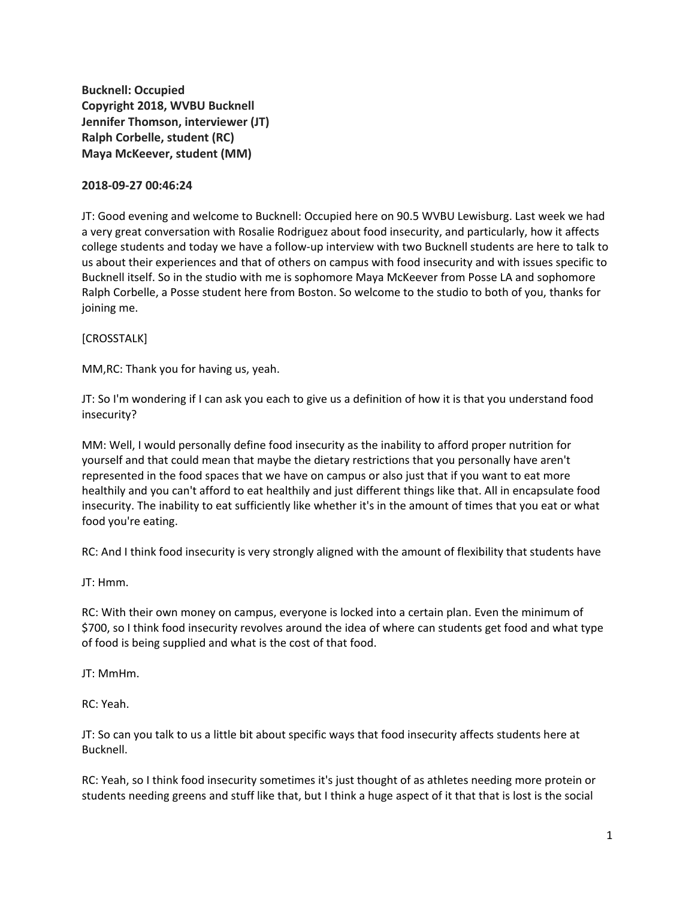**Bucknell: Occupied**
**Copyright 2018, WVBU Bucknell**
**Jennifer Thomson, interviewer (JT)**
**Ralph Corbelle, student (RC)**
**Maya McKeever, student (MM)**

**2018-09-27 00:46:24**

JT: Good evening and welcome to Bucknell: Occupied here on 90.5 WVBU Lewisburg. Last week we had a very great conversation with Rosalie Rodriguez about food insecurity, and particularly, how it affects college students and today we have a follow-up interview with two Bucknell students are here to talk to us about their experiences and that of others on campus with food insecurity and with issues specific to Bucknell itself. So in the studio with me is sophomore Maya McKeever from Posse LA and sophomore Ralph Corbelle, a Posse student here from Boston. So welcome to the studio to both of you, thanks for joining me.

[CROSSTALK]

MM,RC: Thank you for having us, yeah.

JT: So I'm wondering if I can ask you each to give us a definition of how it is that you understand food insecurity?

MM: Well, I would personally define food insecurity as the inability to afford proper nutrition for yourself and that could mean that maybe the dietary restrictions that you personally have aren't represented in the food spaces that we have on campus or also just that if you want to eat more healthily and you can't afford to eat healthily and just different things like that. All in encapsulate food insecurity. The inability to eat sufficiently like whether it's in the amount of times that you eat or what food you're eating.

RC: And I think food insecurity is very strongly aligned with the amount of flexibility that students have

JT: Hmm.

RC: With their own money on campus, everyone is locked into a certain plan. Even the minimum of $700, so I think food insecurity revolves around the idea of where can students get food and what type of food is being supplied and what is the cost of that food.

JT: MmHm.

RC: Yeah.

JT: So can you talk to us a little bit about specific ways that food insecurity affects students here at Bucknell.

RC: Yeah, so I think food insecurity sometimes it's just thought of as athletes needing more protein or students needing greens and stuff like that, but I think a huge aspect of it that that is lost is the social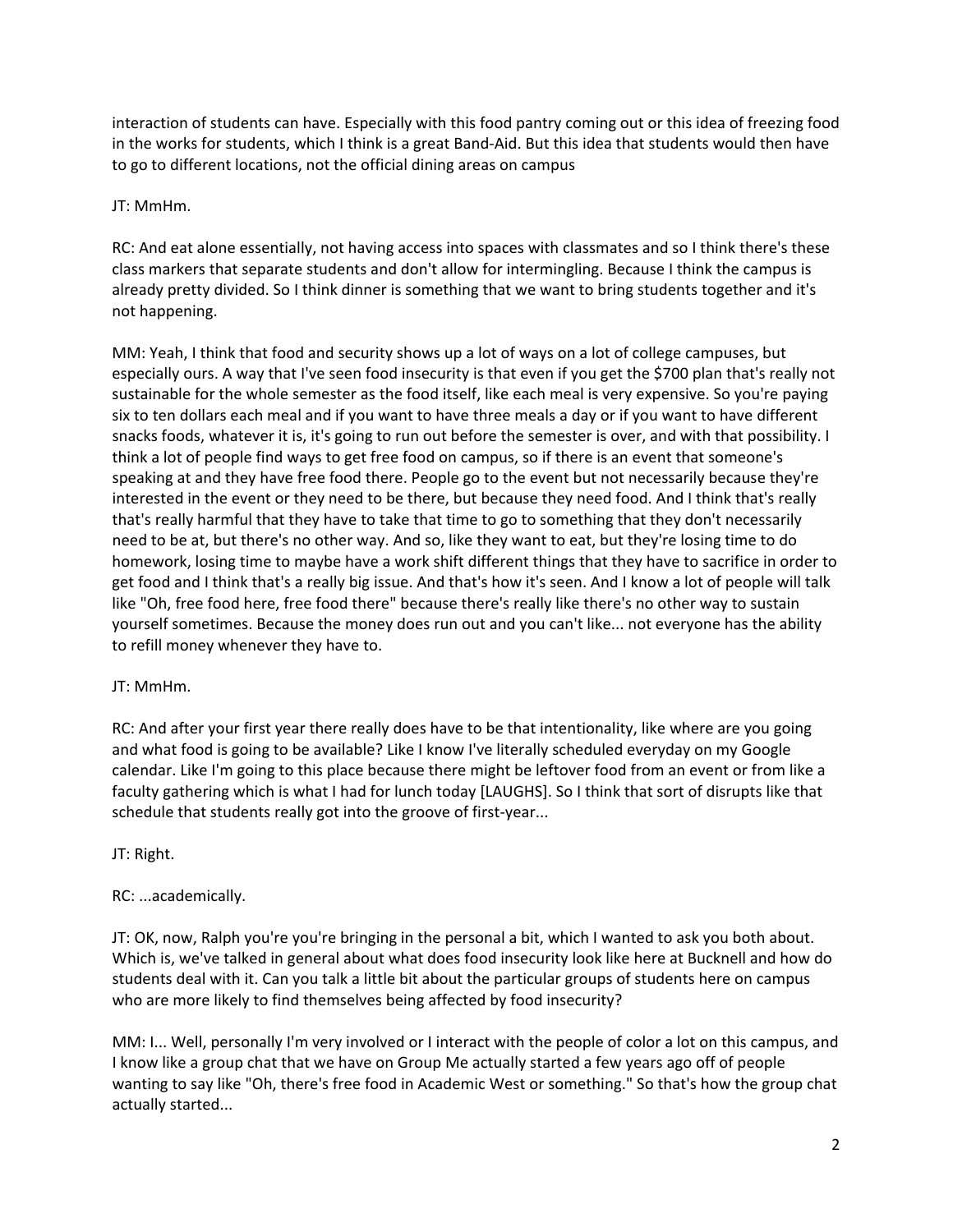interaction of students can have. Especially with this food pantry coming out or this idea of freezing food in the works for students, which I think is a great Band-Aid. But this idea that students would then have to go to different locations, not the official dining areas on campus

JT: MmHm.

RC: And eat alone essentially, not having access into spaces with classmates and so I think there's these class markers that separate students and don't allow for intermingling. Because I think the campus is already pretty divided. So I think dinner is something that we want to bring students together and it's not happening.

MM: Yeah, I think that food and security shows up a lot of ways on a lot of college campuses, but especially ours. A way that I've seen food insecurity is that even if you get the $700 plan that's really not sustainable for the whole semester as the food itself, like each meal is very expensive. So you're paying six to ten dollars each meal and if you want to have three meals a day or if you want to have different snacks foods, whatever it is, it's going to run out before the semester is over, and with that possibility. I think a lot of people find ways to get free food on campus, so if there is an event that someone's speaking at and they have free food there. People go to the event but not necessarily because they're interested in the event or they need to be there, but because they need food. And I think that's really that's really harmful that they have to take that time to go to something that they don't necessarily need to be at, but there's no other way. And so, like they want to eat, but they're losing time to do homework, losing time to maybe have a work shift different things that they have to sacrifice in order to get food and I think that's a really big issue. And that's how it's seen. And I know a lot of people will talk like "Oh, free food here, free food there" because there's really like there's no other way to sustain yourself sometimes. Because the money does run out and you can't like... not everyone has the ability to refill money whenever they have to.

JT: MmHm.

RC: And after your first year there really does have to be that intentionality, like where are you going and what food is going to be available? Like I know I've literally scheduled everyday on my Google calendar. Like I'm going to this place because there might be leftover food from an event or from like a faculty gathering which is what I had for lunch today [LAUGHS]. So I think that sort of disrupts like that schedule that students really got into the groove of first-year...

JT: Right.

RC: ...academically.

JT: OK, now, Ralph you're you're bringing in the personal a bit, which I wanted to ask you both about. Which is, we've talked in general about what does food insecurity look like here at Bucknell and how do students deal with it. Can you talk a little bit about the particular groups of students here on campus who are more likely to find themselves being affected by food insecurity?

MM: I... Well, personally I'm very involved or I interact with the people of color a lot on this campus, and I know like a group chat that we have on Group Me actually started a few years ago off of people wanting to say like "Oh, there's free food in Academic West or something." So that's how the group chat actually started...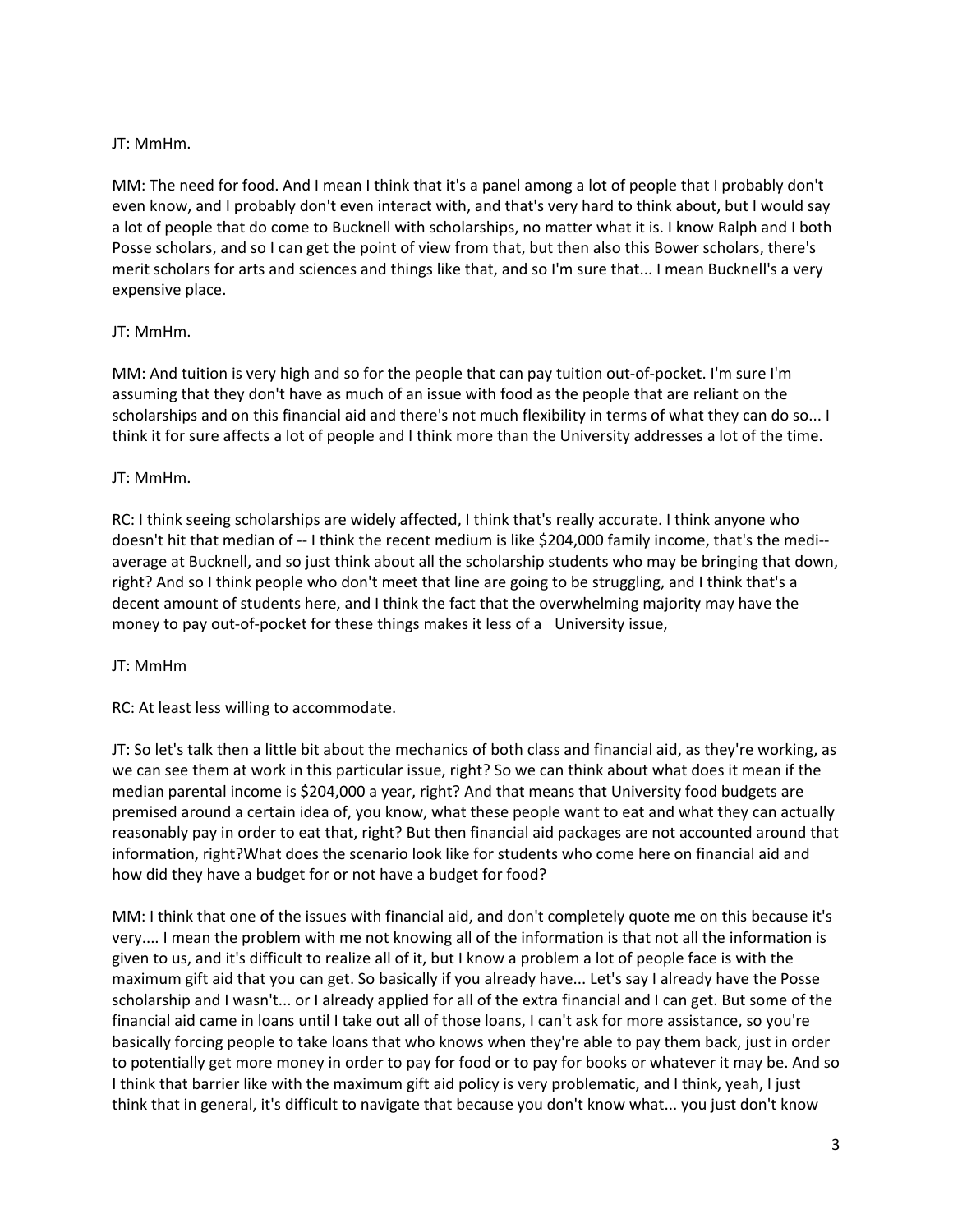JT: MmHm.

MM: The need for food. And I mean I think that it's a panel among a lot of people that I probably don't even know, and I probably don't even interact with, and that's very hard to think about, but I would say a lot of people that do come to Bucknell with scholarships, no matter what it is. I know Ralph and I both Posse scholars, and so I can get the point of view from that, but then also this Bower scholars, there's merit scholars for arts and sciences and things like that, and so I'm sure that... I mean Bucknell's a very expensive place.

JT: MmHm.

MM: And tuition is very high and so for the people that can pay tuition out-of-pocket. I'm sure I'm assuming that they don't have as much of an issue with food as the people that are reliant on the scholarships and on this financial aid and there's not much flexibility in terms of what they can do so... I think it for sure affects a lot of people and I think more than the University addresses a lot of the time.

JT: MmHm.

RC: I think seeing scholarships are widely affected, I think that's really accurate. I think anyone who doesn't hit that median of -- I think the recent medium is like $204,000 family income, that's the medi-- average at Bucknell, and so just think about all the scholarship students who may be bringing that down, right? And so I think people who don't meet that line are going to be struggling, and I think that's a decent amount of students here, and I think the fact that the overwhelming majority may have the money to pay out-of-pocket for these things makes it less of a University issue,

JT: MmHm

RC: At least less willing to accommodate.

JT: So let's talk then a little bit about the mechanics of both class and financial aid, as they're working, as we can see them at work in this particular issue, right? So we can think about what does it mean if the median parental income is $204,000 a year, right? And that means that University food budgets are premised around a certain idea of, you know, what these people want to eat and what they can actually reasonably pay in order to eat that, right? But then financial aid packages are not accounted around that information, right?What does the scenario look like for students who come here on financial aid and how did they have a budget for or not have a budget for food?

MM: I think that one of the issues with financial aid, and don't completely quote me on this because it's very.... I mean the problem with me not knowing all of the information is that not all the information is given to us, and it's difficult to realize all of it, but I know a problem a lot of people face is with the maximum gift aid that you can get. So basically if you already have... Let's say I already have the Posse scholarship and I wasn't... or I already applied for all of the extra financial and I can get. But some of the financial aid came in loans until I take out all of those loans, I can't ask for more assistance, so you're basically forcing people to take loans that who knows when they're able to pay them back, just in order to potentially get more money in order to pay for food or to pay for books or whatever it may be. And so I think that barrier like with the maximum gift aid policy is very problematic, and I think, yeah, I just think that in general, it's difficult to navigate that because you don't know what... you just don't know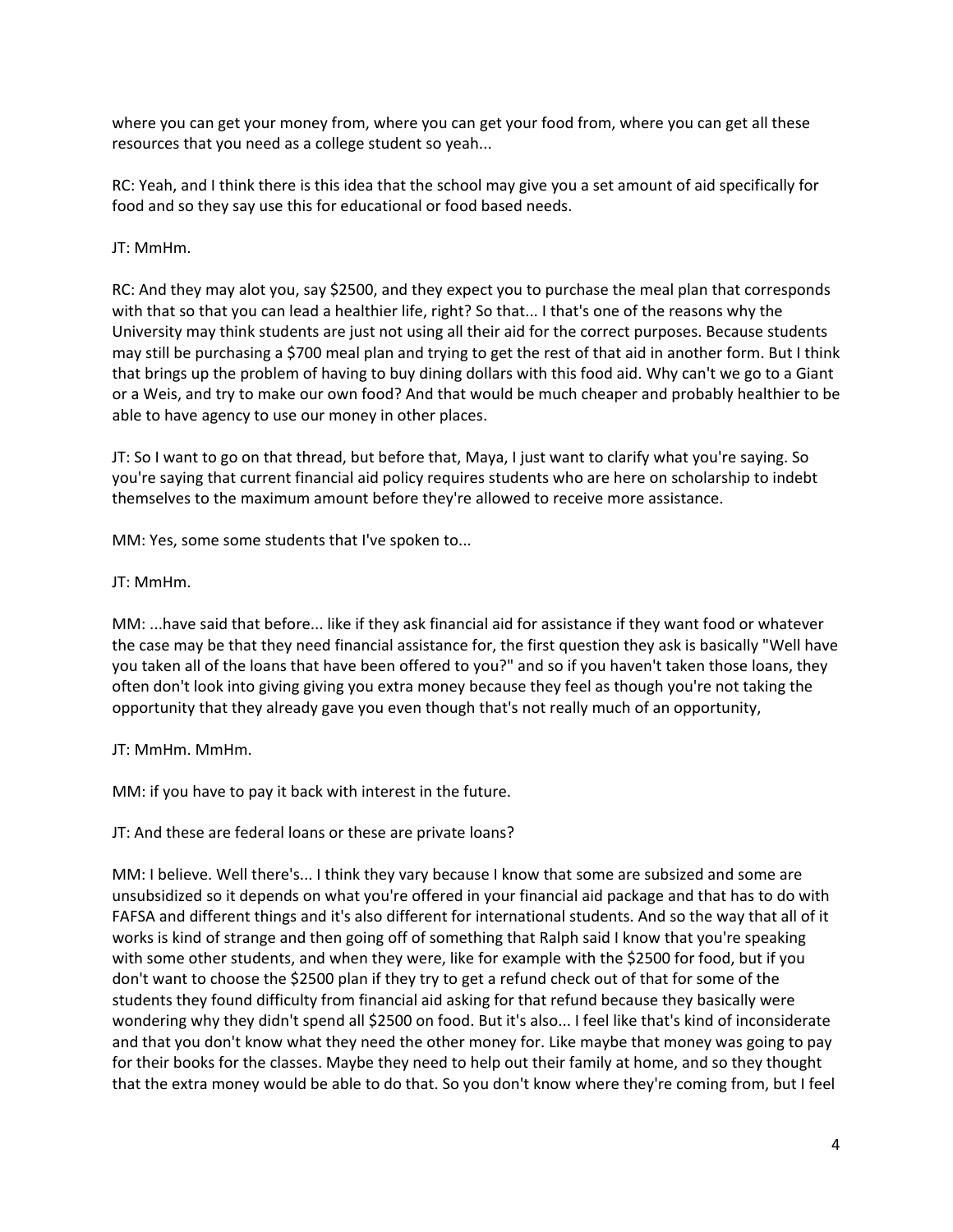where you can get your money from, where you can get your food from, where you can get all these resources that you need as a college student so yeah...

RC: Yeah, and I think there is this idea that the school may give you a set amount of aid specifically for food and so they say use this for educational or food based needs.

JT: MmHm.

RC: And they may alot you, say $2500, and they expect you to purchase the meal plan that corresponds with that so that you can lead a healthier life, right? So that... I that's one of the reasons why the University may think students are just not using all their aid for the correct purposes. Because students may still be purchasing a $700 meal plan and trying to get the rest of that aid in another form. But I think that brings up the problem of having to buy dining dollars with this food aid. Why can't we go to a Giant or a Weis, and try to make our own food? And that would be much cheaper and probably healthier to be able to have agency to use our money in other places.

JT: So I want to go on that thread, but before that, Maya, I just want to clarify what you're saying. So you're saying that current financial aid policy requires students who are here on scholarship to indebt themselves to the maximum amount before they're allowed to receive more assistance.

MM: Yes, some some students that I've spoken to...

JT: MmHm.

MM: ...have said that before... like if they ask financial aid for assistance if they want food or whatever the case may be that they need financial assistance for, the first question they ask is basically "Well have you taken all of the loans that have been offered to you?" and so if you haven't taken those loans, they often don't look into giving giving you extra money because they feel as though you're not taking the opportunity that they already gave you even though that's not really much of an opportunity,

JT: MmHm. MmHm.

MM: if you have to pay it back with interest in the future.

JT: And these are federal loans or these are private loans?

MM: I believe. Well there's... I think they vary because I know that some are subsized and some are unsubsidized so it depends on what you're offered in your financial aid package and that has to do with FAFSA and different things and it's also different for international students. And so the way that all of it works is kind of strange and then going off of something that Ralph said I know that you're speaking with some other students, and when they were, like for example with the $2500 for food, but if you don't want to choose the $2500 plan if they try to get a refund check out of that for some of the students they found difficulty from financial aid asking for that refund because they basically were wondering why they didn't spend all $2500 on food. But it's also... I feel like that's kind of inconsiderate and that you don't know what they need the other money for. Like maybe that money was going to pay for their books for the classes. Maybe they need to help out their family at home, and so they thought that the extra money would be able to do that. So you don't know where they're coming from, but I feel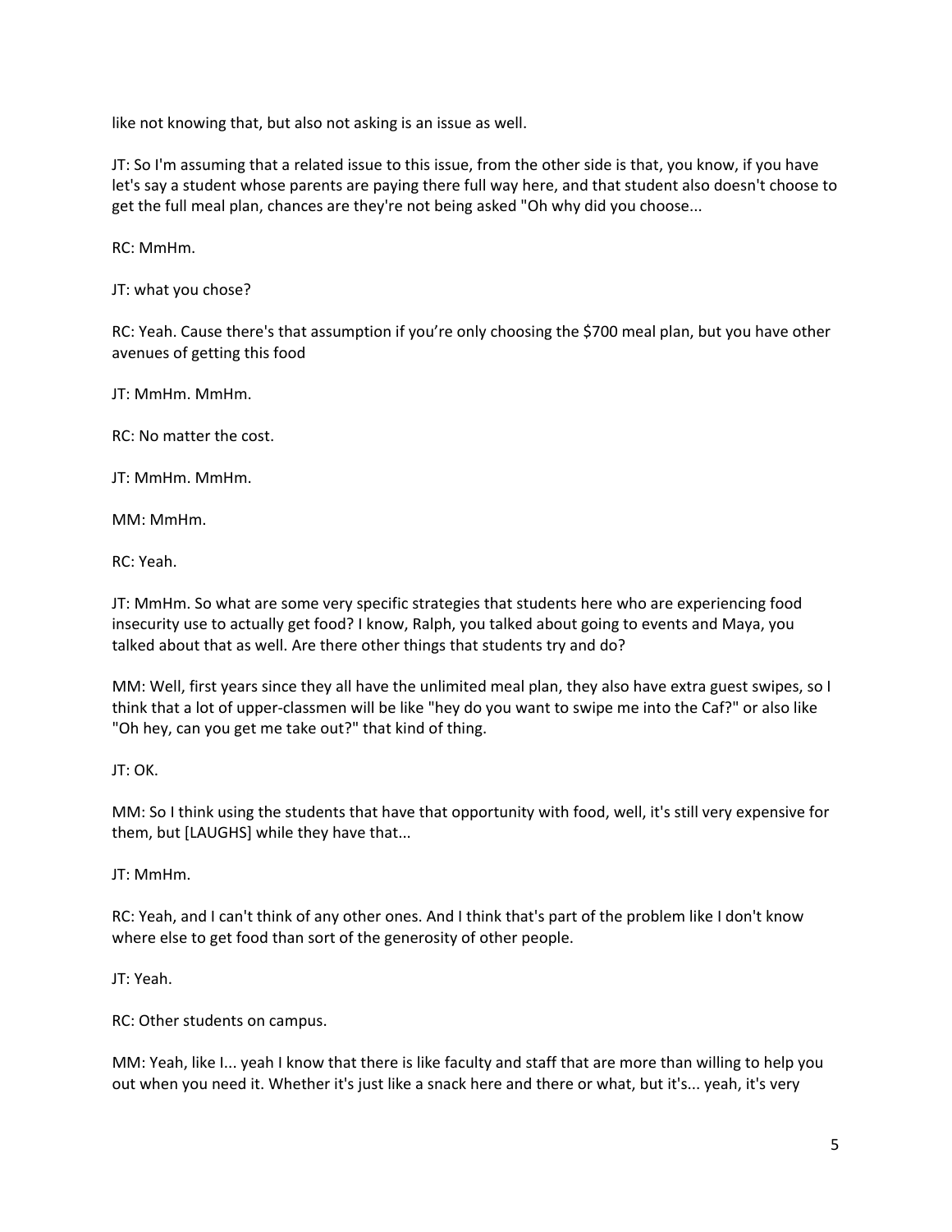like not knowing that, but also not asking is an issue as well.

JT: So I'm assuming that a related issue to this issue, from the other side is that, you know, if you have let's say a student whose parents are paying there full way here, and that student also doesn't choose to get the full meal plan, chances are they're not being asked "Oh why did you choose...

RC: MmHm.

JT: what you chose?

RC: Yeah. Cause there's that assumption if you're only choosing the $700 meal plan, but you have other avenues of getting this food

JT: MmHm. MmHm.

RC: No matter the cost.

JT: MmHm. MmHm.

MM: MmHm.

RC: Yeah.

JT: MmHm. So what are some very specific strategies that students here who are experiencing food insecurity use to actually get food? I know, Ralph, you talked about going to events and Maya, you talked about that as well. Are there other things that students try and do?

MM: Well, first years since they all have the unlimited meal plan, they also have extra guest swipes, so I think that a lot of upper-classmen will be like "hey do you want to swipe me into the Caf?" or also like "Oh hey, can you get me take out?" that kind of thing.

JT: OK.

MM: So I think using the students that have that opportunity with food, well, it's still very expensive for them, but [LAUGHS] while they have that...

JT: MmHm.

RC: Yeah, and I can't think of any other ones. And I think that's part of the problem like I don't know where else to get food than sort of the generosity of other people.

JT: Yeah.

RC: Other students on campus.

MM: Yeah, like I... yeah I know that there is like faculty and staff that are more than willing to help you out when you need it. Whether it's just like a snack here and there or what, but it's... yeah, it's very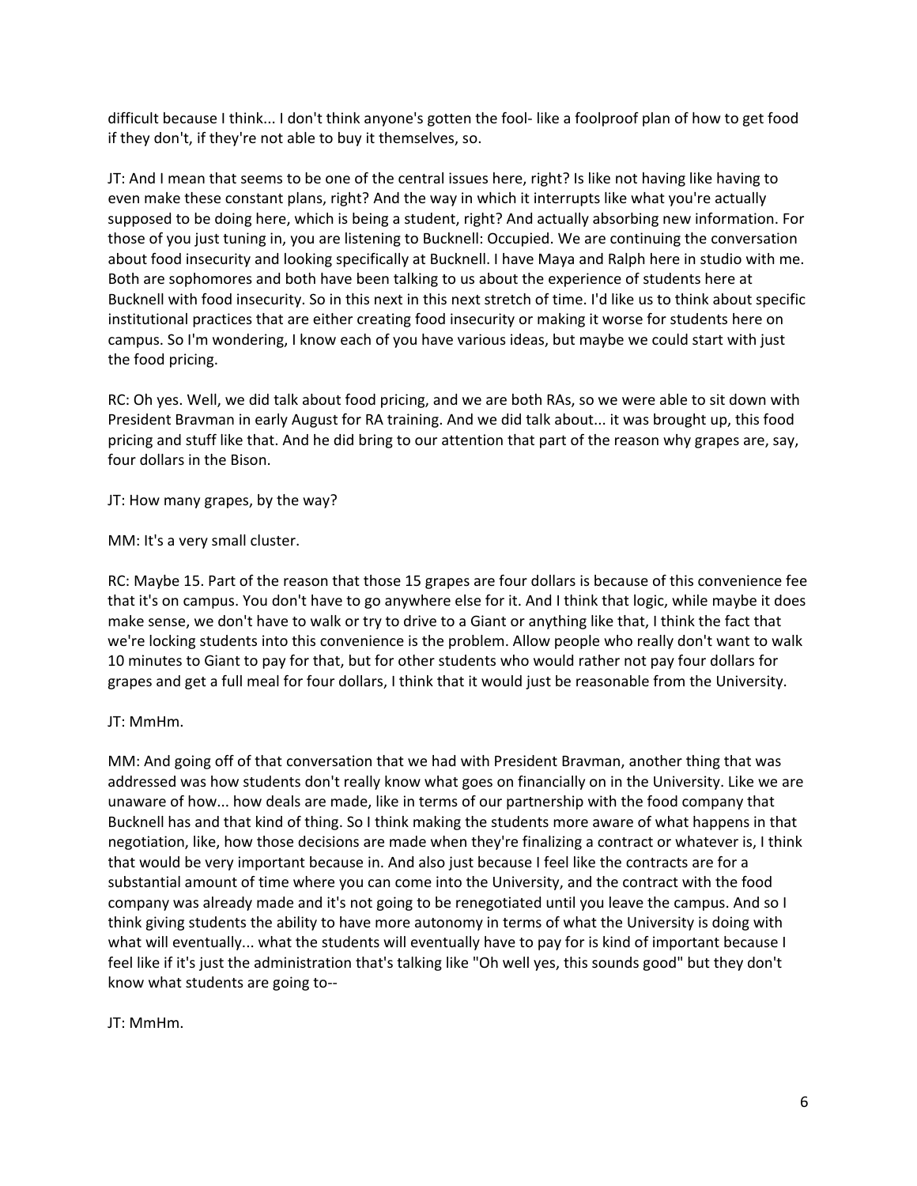difficult because I think... I don't think anyone's gotten the fool- like a foolproof plan of how to get food if they don't, if they're not able to buy it themselves, so.

JT: And I mean that seems to be one of the central issues here, right? Is like not having like having to even make these constant plans, right? And the way in which it interrupts like what you're actually supposed to be doing here, which is being a student, right? And actually absorbing new information. For those of you just tuning in, you are listening to Bucknell: Occupied. We are continuing the conversation about food insecurity and looking specifically at Bucknell. I have Maya and Ralph here in studio with me. Both are sophomores and both have been talking to us about the experience of students here at Bucknell with food insecurity. So in this next in this next stretch of time. I'd like us to think about specific institutional practices that are either creating food insecurity or making it worse for students here on campus. So I'm wondering, I know each of you have various ideas, but maybe we could start with just the food pricing.

RC: Oh yes. Well, we did talk about food pricing, and we are both RAs, so we were able to sit down with President Bravman in early August for RA training. And we did talk about... it was brought up, this food pricing and stuff like that. And he did bring to our attention that part of the reason why grapes are, say, four dollars in the Bison.

JT: How many grapes, by the way?

MM: It's a very small cluster.

RC: Maybe 15. Part of the reason that those 15 grapes are four dollars is because of this convenience fee that it's on campus. You don't have to go anywhere else for it. And I think that logic, while maybe it does make sense, we don't have to walk or try to drive to a Giant or anything like that, I think the fact that we're locking students into this convenience is the problem. Allow people who really don't want to walk 10 minutes to Giant to pay for that, but for other students who would rather not pay four dollars for grapes and get a full meal for four dollars, I think that it would just be reasonable from the University.

JT: MmHm.

MM: And going off of that conversation that we had with President Bravman, another thing that was addressed was how students don't really know what goes on financially on in the University. Like we are unaware of how... how deals are made, like in terms of our partnership with the food company that Bucknell has and that kind of thing. So I think making the students more aware of what happens in that negotiation, like, how those decisions are made when they're finalizing a contract or whatever is, I think that would be very important because in. And also just because I feel like the contracts are for a substantial amount of time where you can come into the University, and the contract with the food company was already made and it's not going to be renegotiated until you leave the campus. And so I think giving students the ability to have more autonomy in terms of what the University is doing with what will eventually... what the students will eventually have to pay for is kind of important because I feel like if it's just the administration that's talking like "Oh well yes, this sounds good" but they don't know what students are going to--

JT: MmHm.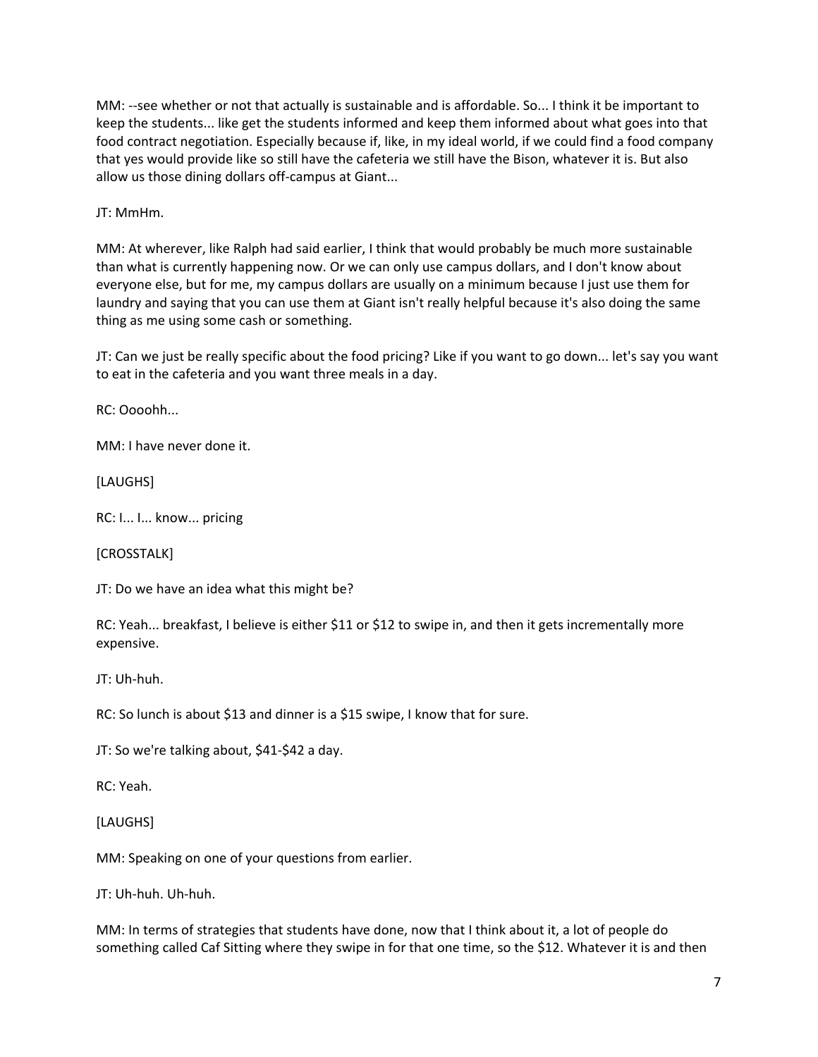MM: --see whether or not that actually is sustainable and is affordable. So... I think it be important to keep the students... like get the students informed and keep them informed about what goes into that food contract negotiation. Especially because if, like, in my ideal world, if we could find a food company that yes would provide like so still have the cafeteria we still have the Bison, whatever it is. But also allow us those dining dollars off-campus at Giant...

JT: MmHm.

MM: At wherever, like Ralph had said earlier, I think that would probably be much more sustainable than what is currently happening now. Or we can only use campus dollars, and I don't know about everyone else, but for me, my campus dollars are usually on a minimum because I just use them for laundry and saying that you can use them at Giant isn't really helpful because it's also doing the same thing as me using some cash or something.

JT: Can we just be really specific about the food pricing? Like if you want to go down... let's say you want to eat in the cafeteria and you want three meals in a day.

RC: Oooohh...

MM: I have never done it.

[LAUGHS]

RC: I... I... know... pricing

[CROSSTALK]

JT: Do we have an idea what this might be?

RC: Yeah... breakfast, I believe is either $11 or $12 to swipe in, and then it gets incrementally more expensive.

JT: Uh-huh.

RC: So lunch is about $13 and dinner is a $15 swipe, I know that for sure.

JT: So we're talking about, $41-$42 a day.

RC: Yeah.

[LAUGHS]

MM: Speaking on one of your questions from earlier.

JT: Uh-huh. Uh-huh.

MM: In terms of strategies that students have done, now that I think about it, a lot of people do something called Caf Sitting where they swipe in for that one time, so the $12. Whatever it is and then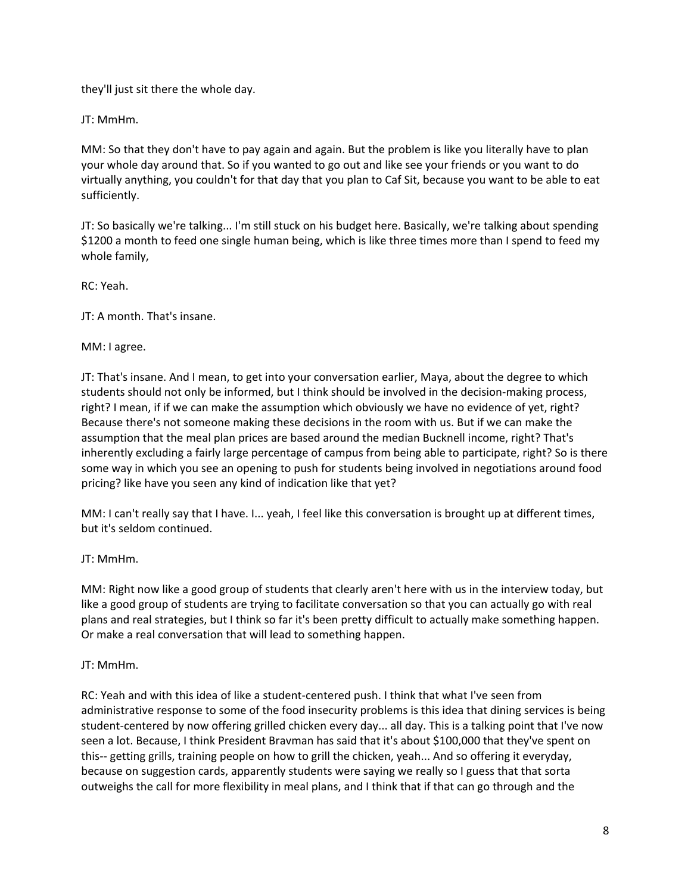they'll just sit there the whole day.

JT: MmHm.

MM: So that they don't have to pay again and again. But the problem is like you literally have to plan your whole day around that. So if you wanted to go out and like see your friends or you want to do virtually anything, you couldn't for that day that you plan to Caf Sit, because you want to be able to eat sufficiently.

JT: So basically we're talking... I'm still stuck on his budget here. Basically, we're talking about spending $1200 a month to feed one single human being, which is like three times more than I spend to feed my whole family,

RC: Yeah.

JT: A month. That's insane.

MM: I agree.

JT: That's insane. And I mean, to get into your conversation earlier, Maya, about the degree to which students should not only be informed, but I think should be involved in the decision-making process, right? I mean, if if we can make the assumption which obviously we have no evidence of yet, right? Because there's not someone making these decisions in the room with us. But if we can make the assumption that the meal plan prices are based around the median Bucknell income, right? That's inherently excluding a fairly large percentage of campus from being able to participate, right? So is there some way in which you see an opening to push for students being involved in negotiations around food pricing? like have you seen any kind of indication like that yet?

MM: I can't really say that I have. I... yeah, I feel like this conversation is brought up at different times, but it's seldom continued.

JT: MmHm.

MM: Right now like a good group of students that clearly aren't here with us in the interview today, but like a good group of students are trying to facilitate conversation so that you can actually go with real plans and real strategies, but I think so far it's been pretty difficult to actually make something happen. Or make a real conversation that will lead to something happen.

JT: MmHm.

RC: Yeah and with this idea of like a student-centered push. I think that what I've seen from administrative response to some of the food insecurity problems is this idea that dining services is being student-centered by now offering grilled chicken every day... all day. This is a talking point that I've now seen a lot. Because, I think President Bravman has said that it's about $100,000 that they've spent on this-- getting grills, training people on how to grill the chicken, yeah... And so offering it everyday, because on suggestion cards, apparently students were saying we really so I guess that that sorta outweighs the call for more flexibility in meal plans, and I think that if that can go through and the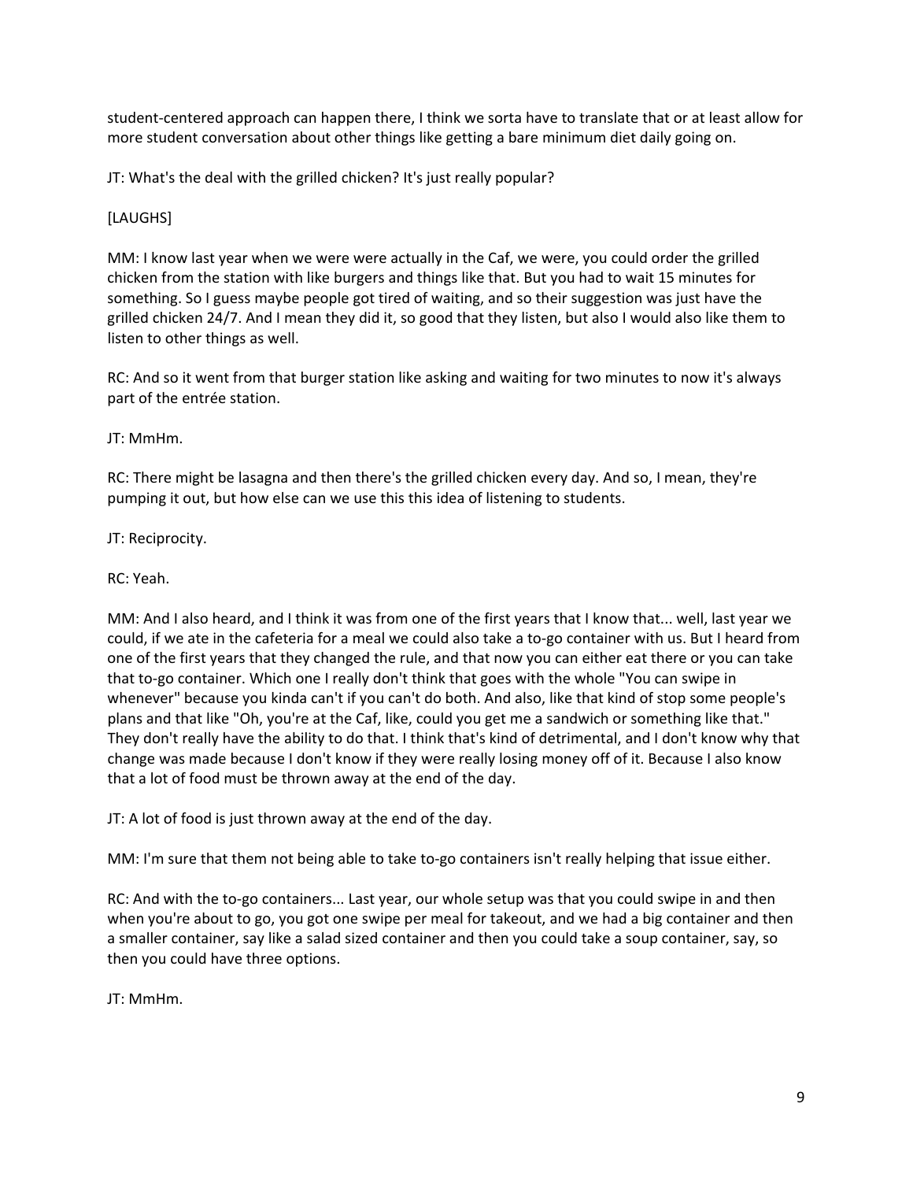student-centered approach can happen there, I think we sorta have to translate that or at least allow for more student conversation about other things like getting a bare minimum diet daily going on.

JT: What's the deal with the grilled chicken? It's just really popular?

[LAUGHS]

MM: I know last year when we were were actually in the Caf, we were, you could order the grilled chicken from the station with like burgers and things like that. But you had to wait 15 minutes for something. So I guess maybe people got tired of waiting, and so their suggestion was just have the grilled chicken 24/7. And I mean they did it, so good that they listen, but also I would also like them to listen to other things as well.

RC: And so it went from that burger station like asking and waiting for two minutes to now it's always part of the entrée station.

JT: MmHm.

RC: There might be lasagna and then there's the grilled chicken every day. And so, I mean, they're pumping it out, but how else can we use this this idea of listening to students.

JT: Reciprocity.

RC: Yeah.

MM: And I also heard, and I think it was from one of the first years that I know that... well, last year we could, if we ate in the cafeteria for a meal we could also take a to-go container with us. But I heard from one of the first years that they changed the rule, and that now you can either eat there or you can take that to-go container. Which one I really don't think that goes with the whole "You can swipe in whenever" because you kinda can't if you can't do both. And also, like that kind of stop some people's plans and that like "Oh, you're at the Caf, like, could you get me a sandwich or something like that." They don't really have the ability to do that. I think that's kind of detrimental, and I don't know why that change was made because I don't know if they were really losing money off of it. Because I also know that a lot of food must be thrown away at the end of the day.

JT: A lot of food is just thrown away at the end of the day.

MM: I'm sure that them not being able to take to-go containers isn't really helping that issue either.

RC: And with the to-go containers... Last year, our whole setup was that you could swipe in and then when you're about to go, you got one swipe per meal for takeout, and we had a big container and then a smaller container, say like a salad sized container and then you could take a soup container, say, so then you could have three options.

JT: MmHm.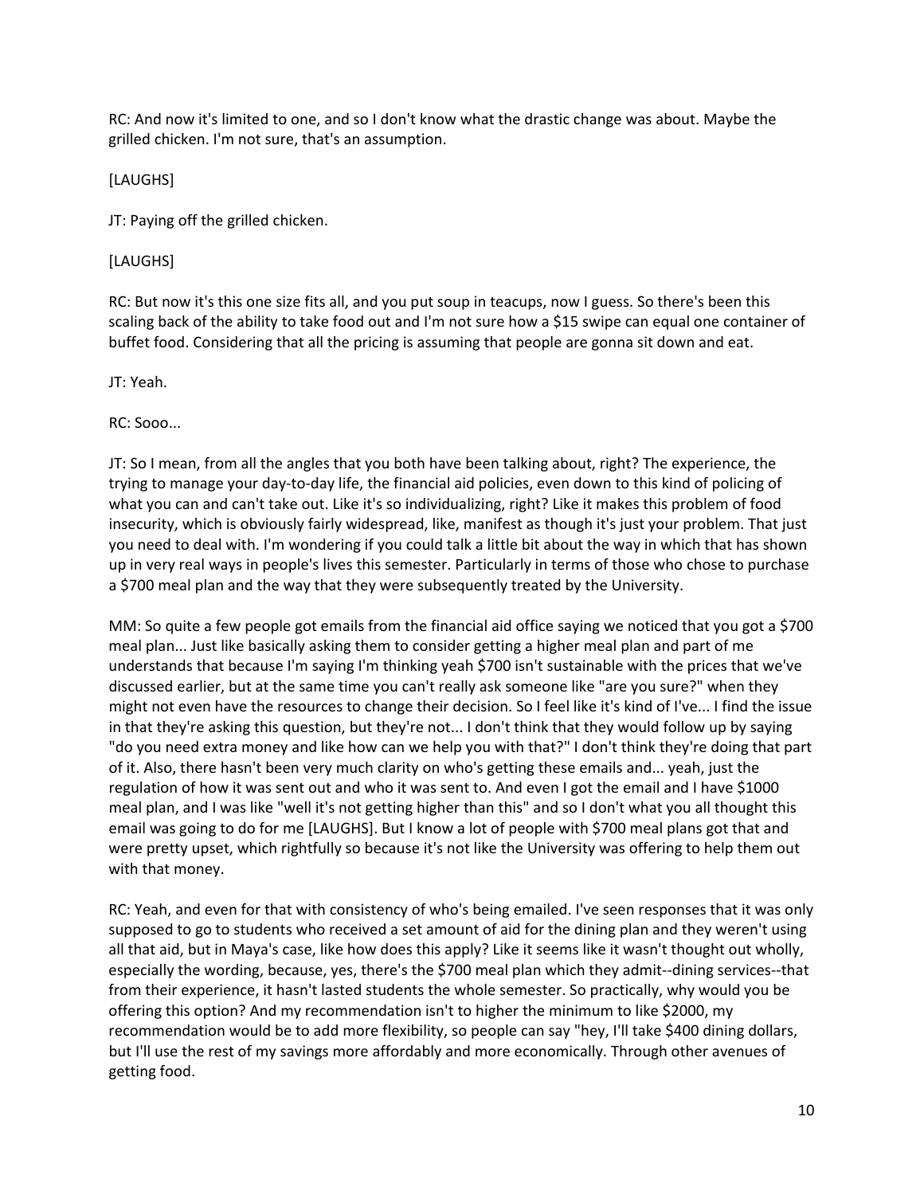RC: And now it's limited to one, and so I don't know what the drastic change was about. Maybe the grilled chicken. I'm not sure, that's an assumption.

[LAUGHS]

JT: Paying off the grilled chicken.

[LAUGHS]

RC: But now it's this one size fits all, and you put soup in teacups, now I guess. So there's been this scaling back of the ability to take food out and I'm not sure how a $15 swipe can equal one container of buffet food. Considering that all the pricing is assuming that people are gonna sit down and eat.

JT: Yeah.

RC: Sooo...

JT: So I mean, from all the angles that you both have been talking about, right? The experience, the trying to manage your day-to-day life, the financial aid policies, even down to this kind of policing of what you can and can't take out. Like it's so individualizing, right? Like it makes this problem of food insecurity, which is obviously fairly widespread, like, manifest as though it's just your problem. That just you need to deal with. I'm wondering if you could talk a little bit about the way in which that has shown up in very real ways in people's lives this semester. Particularly in terms of those who chose to purchase a $700 meal plan and the way that they were subsequently treated by the University.

MM: So quite a few people got emails from the financial aid office saying we noticed that you got a $700 meal plan... Just like basically asking them to consider getting a higher meal plan and part of me understands that because I'm saying I'm thinking yeah $700 isn't sustainable with the prices that we've discussed earlier, but at the same time you can't really ask someone like "are you sure?" when they might not even have the resources to change their decision. So I feel like it's kind of I've... I find the issue in that they're asking this question, but they're not... I don't think that they would follow up by saying "do you need extra money and like how can we help you with that?" I don't think they're doing that part of it. Also, there hasn't been very much clarity on who's getting these emails and... yeah, just the regulation of how it was sent out and who it was sent to. And even I got the email and I have $1000 meal plan, and I was like "well it's not getting higher than this" and so I don't what you all thought this email was going to do for me [LAUGHS]. But I know a lot of people with $700 meal plans got that and were pretty upset, which rightfully so because it's not like the University was offering to help them out with that money.

RC: Yeah, and even for that with consistency of who's being emailed. I've seen responses that it was only supposed to go to students who received a set amount of aid for the dining plan and they weren't using all that aid, but in Maya's case, like how does this apply? Like it seems like it wasn't thought out wholly, especially the wording, because, yes, there's the $700 meal plan which they admit--dining services--that from their experience, it hasn't lasted students the whole semester. So practically, why would you be offering this option? And my recommendation isn't to higher the minimum to like $2000, my recommendation would be to add more flexibility, so people can say "hey, I'll take $400 dining dollars, but I'll use the rest of my savings more affordably and more economically. Through other avenues of getting food.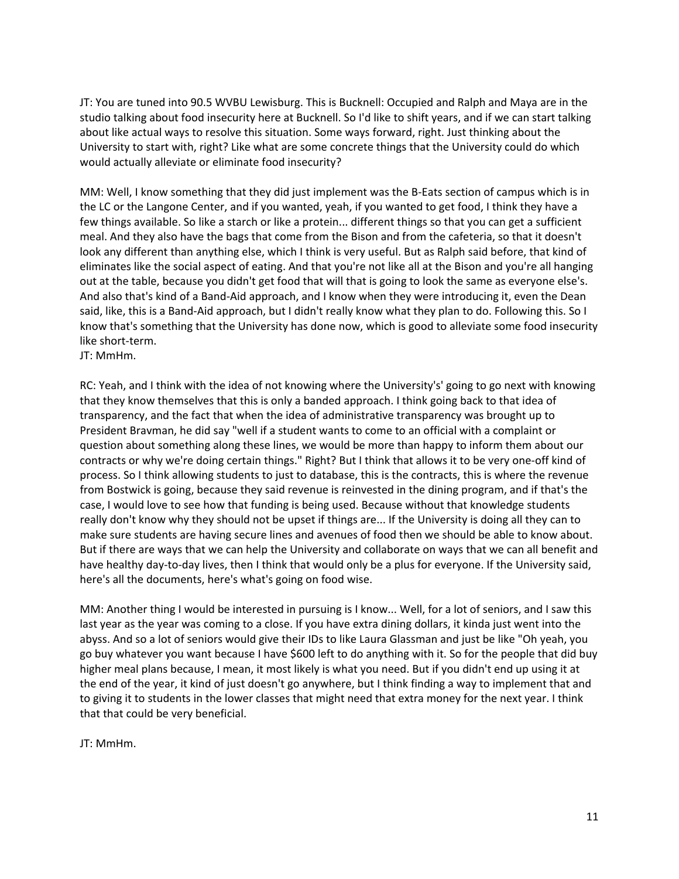JT: You are tuned into 90.5 WVBU Lewisburg. This is Bucknell: Occupied and Ralph and Maya are in the studio talking about food insecurity here at Bucknell. So I'd like to shift years, and if we can start talking about like actual ways to resolve this situation. Some ways forward, right. Just thinking about the University to start with, right? Like what are some concrete things that the University could do which would actually alleviate or eliminate food insecurity?

MM: Well, I know something that they did just implement was the B-Eats section of campus which is in the LC or the Langone Center, and if you wanted, yeah, if you wanted to get food, I think they have a few things available. So like a starch or like a protein... different things so that you can get a sufficient meal. And they also have the bags that come from the Bison and from the cafeteria, so that it doesn't look any different than anything else, which I think is very useful. But as Ralph said before, that kind of eliminates like the social aspect of eating. And that you're not like all at the Bison and you're all hanging out at the table, because you didn't get food that will that is going to look the same as everyone else's. And also that's kind of a Band-Aid approach, and I know when they were introducing it, even the Dean said, like, this is a Band-Aid approach, but I didn't really know what they plan to do. Following this. So I know that's something that the University has done now, which is good to alleviate some food insecurity like short-term.
JT: MmHm.

RC: Yeah, and I think with the idea of not knowing where the University's' going to go next with knowing that they know themselves that this is only a banded approach. I think going back to that idea of transparency, and the fact that when the idea of administrative transparency was brought up to President Bravman, he did say "well if a student wants to come to an official with a complaint or question about something along these lines, we would be more than happy to inform them about our contracts or why we're doing certain things." Right? But I think that allows it to be very one-off kind of process. So I think allowing students to just to database, this is the contracts, this is where the revenue from Bostwick is going, because they said revenue is reinvested in the dining program, and if that's the case, I would love to see how that funding is being used. Because without that knowledge students really don't know why they should not be upset if things are... If the University is doing all they can to make sure students are having secure lines and avenues of food then we should be able to know about. But if there are ways that we can help the University and collaborate on ways that we can all benefit and have healthy day-to-day lives, then I think that would only be a plus for everyone. If the University said, here's all the documents, here's what's going on food wise.

MM: Another thing I would be interested in pursuing is I know... Well, for a lot of seniors, and I saw this last year as the year was coming to a close. If you have extra dining dollars, it kinda just went into the abyss. And so a lot of seniors would give their IDs to like Laura Glassman and just be like "Oh yeah, you go buy whatever you want because I have $600 left to do anything with it. So for the people that did buy higher meal plans because, I mean, it most likely is what you need. But if you didn't end up using it at the end of the year, it kind of just doesn't go anywhere, but I think finding a way to implement that and to giving it to students in the lower classes that might need that extra money for the next year. I think that that could be very beneficial.

JT: MmHm.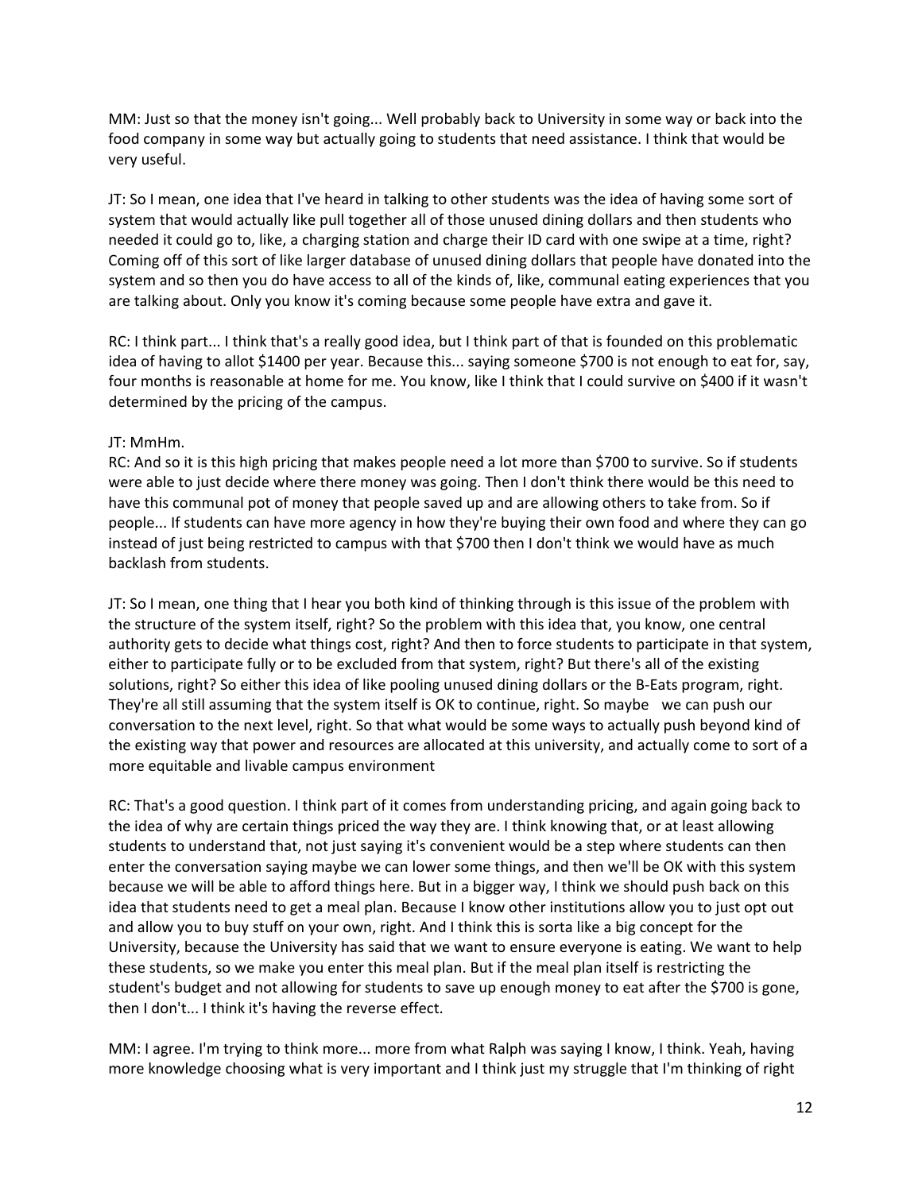MM: Just so that the money isn't going... Well probably back to University in some way or back into the food company in some way but actually going to students that need assistance. I think that would be very useful.

JT: So I mean, one idea that I've heard in talking to other students was the idea of having some sort of system that would actually like pull together all of those unused dining dollars and then students who needed it could go to, like, a charging station and charge their ID card with one swipe at a time, right? Coming off of this sort of like larger database of unused dining dollars that people have donated into the system and so then you do have access to all of the kinds of, like, communal eating experiences that you are talking about. Only you know it's coming because some people have extra and gave it.

RC: I think part... I think that's a really good idea, but I think part of that is founded on this problematic idea of having to allot $1400 per year. Because this... saying someone $700 is not enough to eat for, say, four months is reasonable at home for me. You know, like I think that I could survive on $400 if it wasn't determined by the pricing of the campus.

JT: MmHm.
RC: And so it is this high pricing that makes people need a lot more than $700 to survive. So if students were able to just decide where there money was going. Then I don't think there would be this need to have this communal pot of money that people saved up and are allowing others to take from. So if people... If students can have more agency in how they're buying their own food and where they can go instead of just being restricted to campus with that $700 then I don't think we would have as much backlash from students.

JT: So I mean, one thing that I hear you both kind of thinking through is this issue of the problem with the structure of the system itself, right? So the problem with this idea that, you know, one central authority gets to decide what things cost, right? And then to force students to participate in that system, either to participate fully or to be excluded from that system, right? But there's all of the existing solutions, right? So either this idea of like pooling unused dining dollars or the B-Eats program, right. They're all still assuming that the system itself is OK to continue, right. So maybe we can push our conversation to the next level, right. So that what would be some ways to actually push beyond kind of the existing way that power and resources are allocated at this university, and actually come to sort of a more equitable and livable campus environment

RC: That's a good question. I think part of it comes from understanding pricing, and again going back to the idea of why are certain things priced the way they are. I think knowing that, or at least allowing students to understand that, not just saying it's convenient would be a step where students can then enter the conversation saying maybe we can lower some things, and then we'll be OK with this system because we will be able to afford things here. But in a bigger way, I think we should push back on this idea that students need to get a meal plan. Because I know other institutions allow you to just opt out and allow you to buy stuff on your own, right. And I think this is sorta like a big concept for the University, because the University has said that we want to ensure everyone is eating. We want to help these students, so we make you enter this meal plan. But if the meal plan itself is restricting the student's budget and not allowing for students to save up enough money to eat after the $700 is gone, then I don't... I think it's having the reverse effect.

MM: I agree. I'm trying to think more... more from what Ralph was saying I know, I think. Yeah, having more knowledge choosing what is very important and I think just my struggle that I'm thinking of right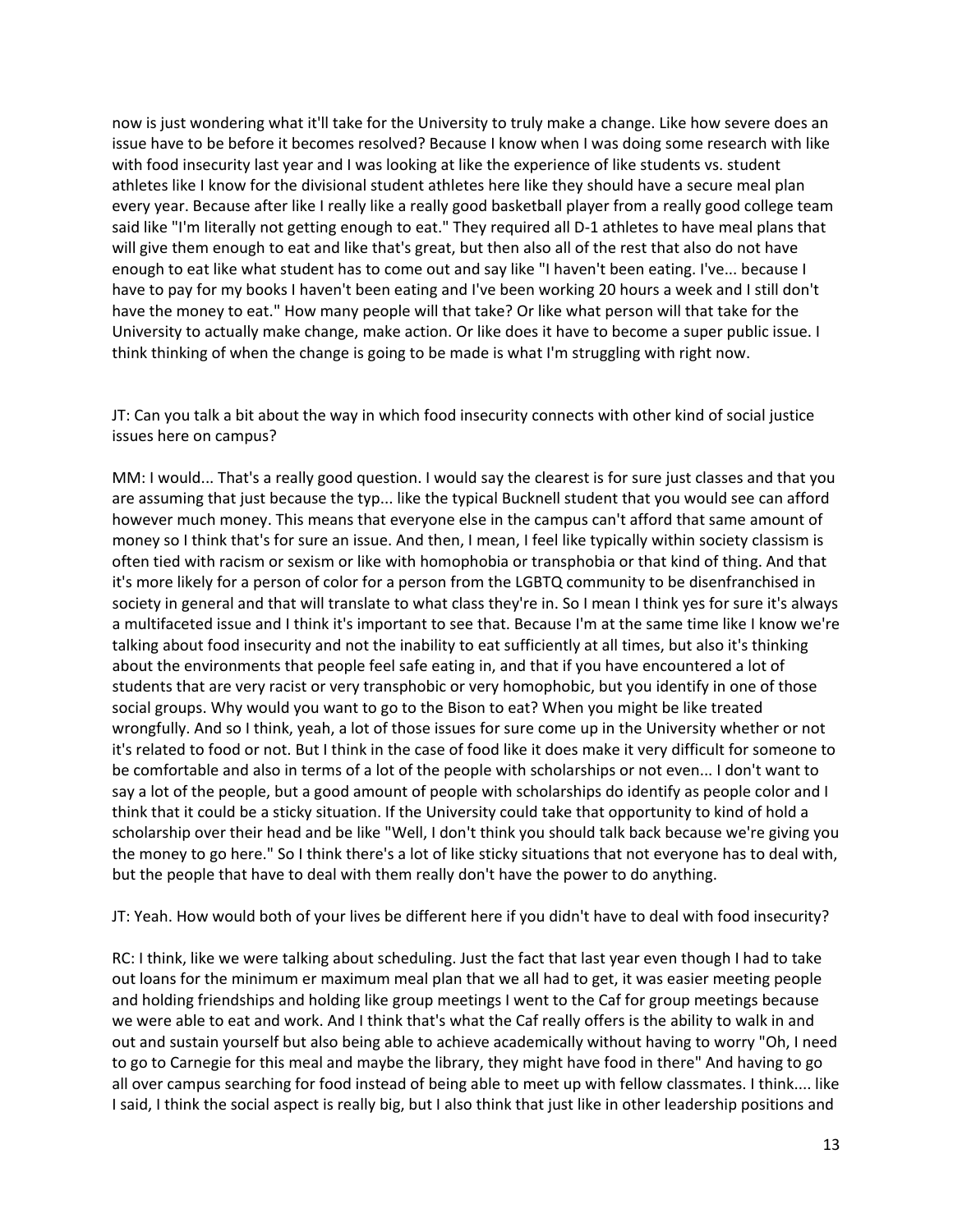now is just wondering what it'll take for the University to truly make a change. Like how severe does an issue have to be before it becomes resolved? Because I know when I was doing some research with like with food insecurity last year and I was looking at like the experience of like students vs. student athletes like I know for the divisional student athletes here like they should have a secure meal plan every year. Because after like I really like a really good basketball player from a really good college team said like "I'm literally not getting enough to eat." They required all D-1 athletes to have meal plans that will give them enough to eat and like that's great, but then also all of the rest that also do not have enough to eat like what student has to come out and say like "I haven't been eating. I've... because I have to pay for my books I haven't been eating and I've been working 20 hours a week and I still don't have the money to eat." How many people will that take? Or like what person will that take for the University to actually make change, make action. Or like does it have to become a super public issue. I think thinking of when the change is going to be made is what I'm struggling with right now.

JT: Can you talk a bit about the way in which food insecurity connects with other kind of social justice issues here on campus?

MM: I would... That's a really good question. I would say the clearest is for sure just classes and that you are assuming that just because the typ... like the typical Bucknell student that you would see can afford however much money. This means that everyone else in the campus can't afford that same amount of money so I think that's for sure an issue. And then, I mean, I feel like typically within society classism is often tied with racism or sexism or like with homophobia or transphobia or that kind of thing. And that it's more likely for a person of color for a person from the LGBTQ community to be disenfranchised in society in general and that will translate to what class they're in. So I mean I think yes for sure it's always a multifaceted issue and I think it's important to see that. Because I'm at the same time like I know we're talking about food insecurity and not the inability to eat sufficiently at all times, but also it's thinking about the environments that people feel safe eating in, and that if you have encountered a lot of students that are very racist or very transphobic or very homophobic, but you identify in one of those social groups. Why would you want to go to the Bison to eat? When you might be like treated wrongfully. And so I think, yeah, a lot of those issues for sure come up in the University whether or not it's related to food or not. But I think in the case of food like it does make it very difficult for someone to be comfortable and also in terms of a lot of the people with scholarships or not even... I don't want to say a lot of the people, but a good amount of people with scholarships do identify as people color and I think that it could be a sticky situation. If the University could take that opportunity to kind of hold a scholarship over their head and be like "Well, I don't think you should talk back because we're giving you the money to go here." So I think there's a lot of like sticky situations that not everyone has to deal with, but the people that have to deal with them really don't have the power to do anything.

JT: Yeah. How would both of your lives be different here if you didn't have to deal with food insecurity?

RC: I think, like we were talking about scheduling. Just the fact that last year even though I had to take out loans for the minimum er maximum meal plan that we all had to get, it was easier meeting people and holding friendships and holding like group meetings I went to the Caf for group meetings because we were able to eat and work. And I think that's what the Caf really offers is the ability to walk in and out and sustain yourself but also being able to achieve academically without having to worry "Oh, I need to go to Carnegie for this meal and maybe the library, they might have food in there" And having to go all over campus searching for food instead of being able to meet up with fellow classmates. I think.... like I said, I think the social aspect is really big, but I also think that just like in other leadership positions and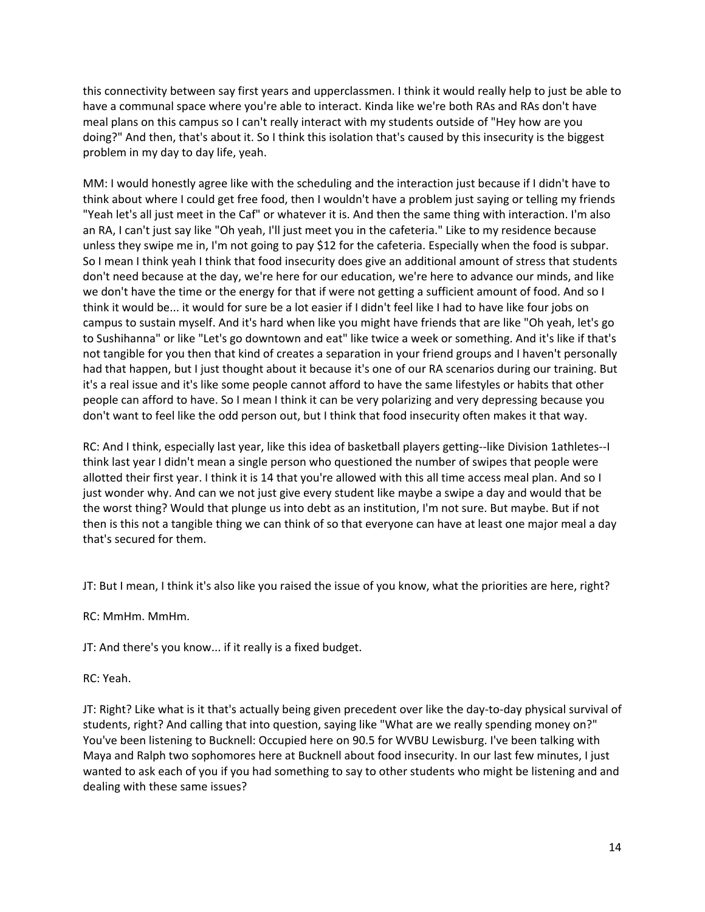this connectivity between say first years and upperclassmen. I think it would really help to just be able to have a communal space where you're able to interact. Kinda like we're both RAs and RAs don't have meal plans on this campus so I can't really interact with my students outside of "Hey how are you doing?" And then, that's about it. So I think this isolation that's caused by this insecurity is the biggest problem in my day to day life, yeah.

MM: I would honestly agree like with the scheduling and the interaction just because if I didn't have to think about where I could get free food, then I wouldn't have a problem just saying or telling my friends "Yeah let's all just meet in the Caf" or whatever it is. And then the same thing with interaction. I'm also an RA, I can't just say like "Oh yeah, I'll just meet you in the cafeteria." Like to my residence because unless they swipe me in, I'm not going to pay $12 for the cafeteria. Especially when the food is subpar. So I mean I think yeah I think that food insecurity does give an additional amount of stress that students don't need because at the day, we're here for our education, we're here to advance our minds, and like we don't have the time or the energy for that if were not getting a sufficient amount of food. And so I think it would be... it would for sure be a lot easier if I didn't feel like I had to have like four jobs on campus to sustain myself. And it's hard when like you might have friends that are like "Oh yeah, let's go to Sushihanna" or like "Let's go downtown and eat" like twice a week or something. And it's like if that's not tangible for you then that kind of creates a separation in your friend groups and I haven't personally had that happen, but I just thought about it because it's one of our RA scenarios during our training. But it's a real issue and it's like some people cannot afford to have the same lifestyles or habits that other people can afford to have. So I mean I think it can be very polarizing and very depressing because you don't want to feel like the odd person out, but I think that food insecurity often makes it that way.

RC: And I think, especially last year, like this idea of basketball players getting--like Division 1athletes--I think last year I didn't mean a single person who questioned the number of swipes that people were allotted their first year. I think it is 14 that you're allowed with this all time access meal plan. And so I just wonder why. And can we not just give every student like maybe a swipe a day and would that be the worst thing? Would that plunge us into debt as an institution, I'm not sure. But maybe. But if not then is this not a tangible thing we can think of so that everyone can have at least one major meal a day that's secured for them.

JT: But I mean, I think it's also like you raised the issue of you know, what the priorities are here, right?

RC: MmHm. MmHm.

JT: And there's you know... if it really is a fixed budget.

RC: Yeah.

JT: Right? Like what is it that's actually being given precedent over like the day-to-day physical survival of students, right? And calling that into question, saying like "What are we really spending money on?" You've been listening to Bucknell: Occupied here on 90.5 for WVBU Lewisburg. I've been talking with Maya and Ralph two sophomores here at Bucknell about food insecurity. In our last few minutes, I just wanted to ask each of you if you had something to say to other students who might be listening and and dealing with these same issues?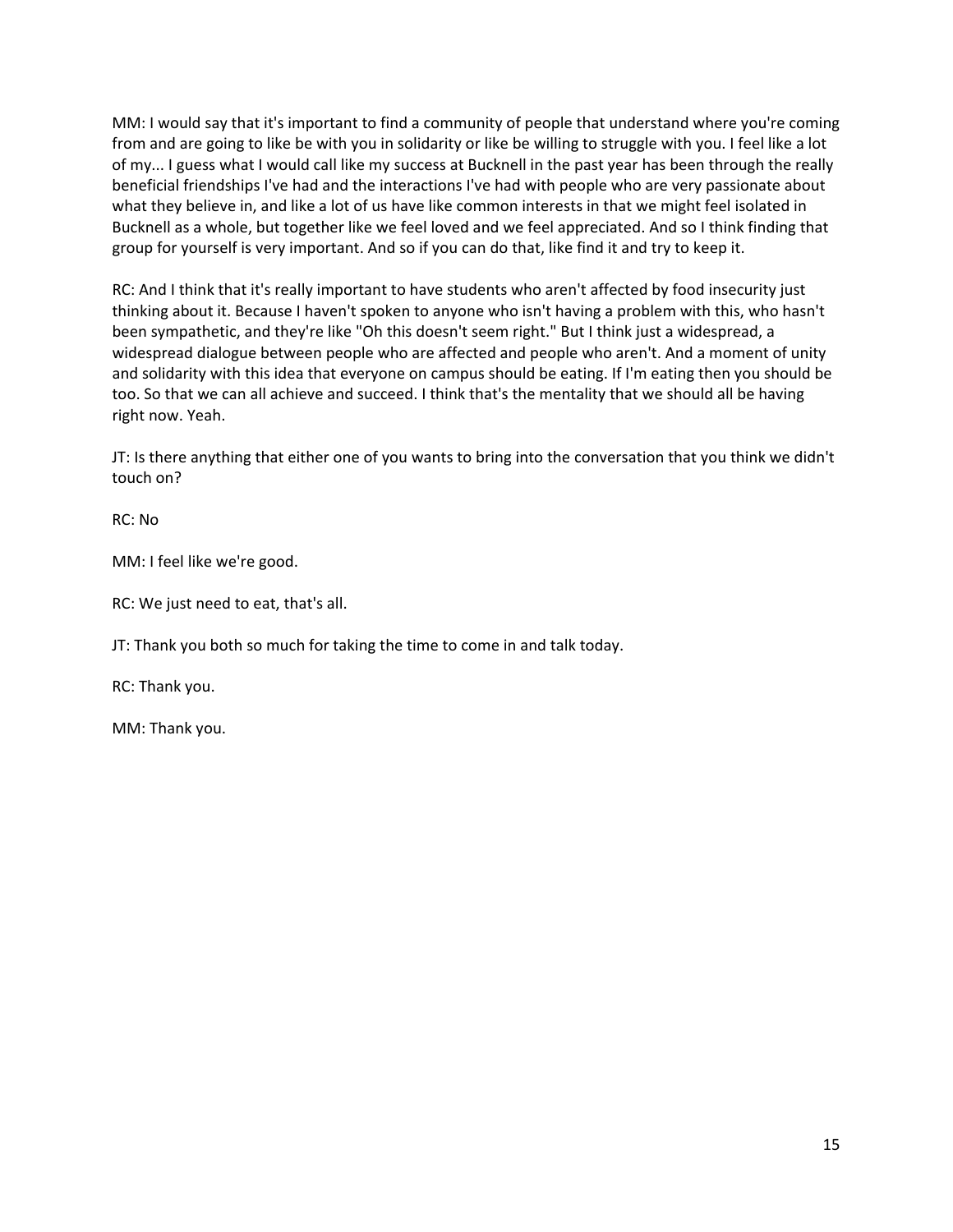MM: I would say that it's important to find a community of people that understand where you're coming from and are going to like be with you in solidarity or like be willing to struggle with you. I feel like a lot of my... I guess what I would call like my success at Bucknell in the past year has been through the really beneficial friendships I've had and the interactions I've had with people who are very passionate about what they believe in, and like a lot of us have like common interests in that we might feel isolated in Bucknell as a whole, but together like we feel loved and we feel appreciated. And so I think finding that group for yourself is very important. And so if you can do that, like find it and try to keep it.

RC: And I think that it's really important to have students who aren't affected by food insecurity just thinking about it. Because I haven't spoken to anyone who isn't having a problem with this, who hasn't been sympathetic, and they're like "Oh this doesn't seem right." But I think just a widespread, a widespread dialogue between people who are affected and people who aren't. And a moment of unity and solidarity with this idea that everyone on campus should be eating. If I'm eating then you should be too. So that we can all achieve and succeed. I think that's the mentality that we should all be having right now. Yeah.

JT: Is there anything that either one of you wants to bring into the conversation that you think we didn't touch on?

RC: No

MM: I feel like we're good.

RC: We just need to eat, that's all.

JT: Thank you both so much for taking the time to come in and talk today.

RC: Thank you.

MM: Thank you.